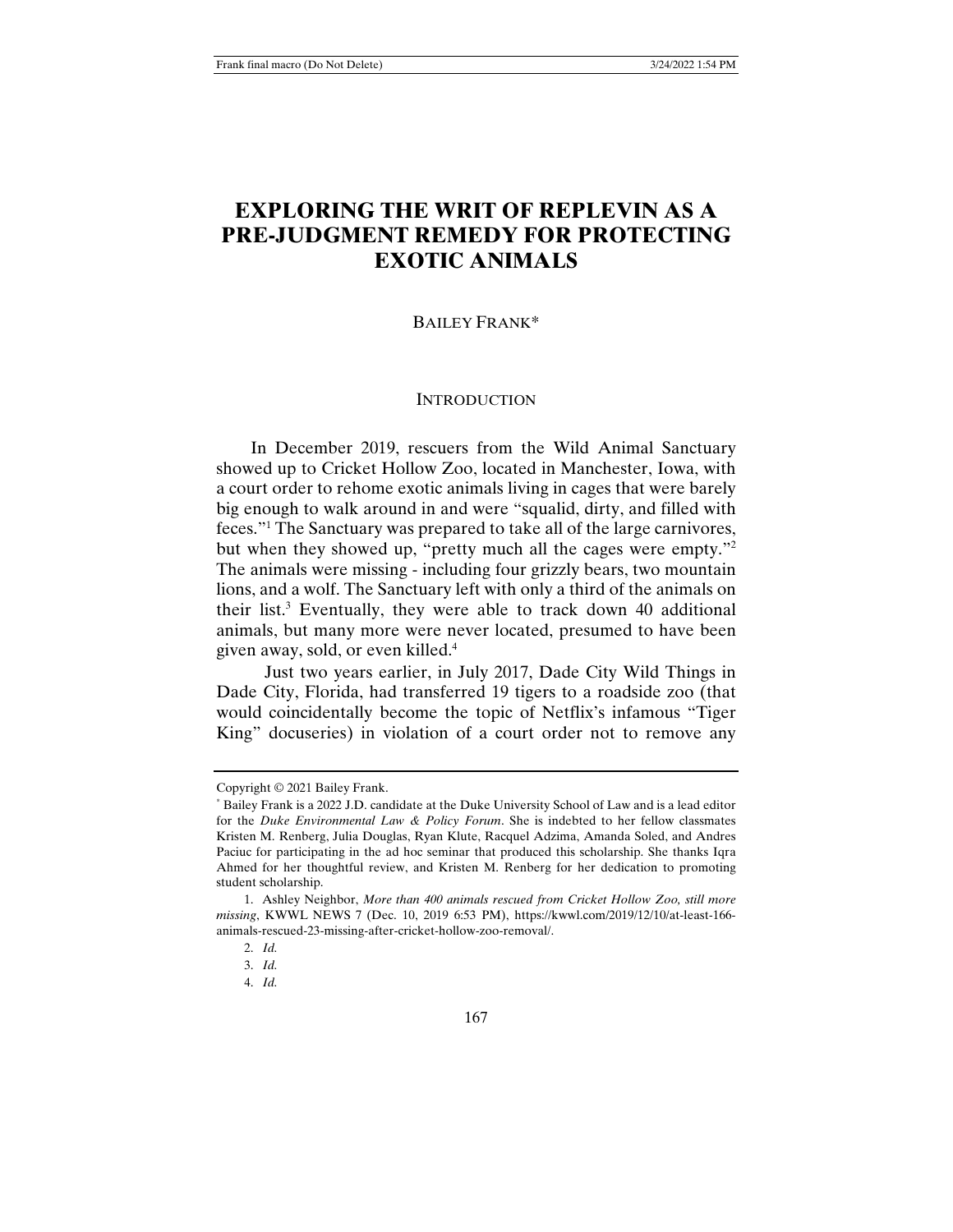# EXPLORING THE WRIT OF REPLEVIN AS A PRE-JUDGMENT REMEDY FOR PROTECTING EXOTIC ANIMALS

BAILEY FRANK*

## INTRODUCTION

In December 2019, rescuers from the Wild Animal Sanctuary showed up to Cricket Hollow Zoo, located in Manchester, Iowa, with a court order to rehome exotic animals living in cages that were barely big enough to walk around in and were "squalid, dirty, and filled with feces."[1] The Sanctuary was prepared to take all of the large carnivores, but when they showed up, "pretty much all the cages were empty."[2] The animals were missing - including four grizzly bears, two mountain lions, and a wolf. The Sanctuary left with only a third of the animals on their list.[3] Eventually, they were able to track down 40 additional animals, but many more were never located, presumed to have been given away, sold, or even killed.[4]

Just two years earlier, in July 2017, Dade City Wild Things in Dade City, Florida, had transferred 19 tigers to a roadside zoo (that would coincidentally become the topic of Netflix's infamous "Tiger King" docuseries) in violation of a court order not to remove any

---

Copyright © 2021 Bailey Frank.

\* Bailey Frank is a 2022 J.D. candidate at the Duke University School of Law and is a lead editor for the *Duke Environmental Law & Policy Forum*. She is indebted to her fellow classmates Kristen M. Renberg, Julia Douglas, Ryan Klute, Racquel Adzima, Amanda Soled, and Andres Paciuc for participating in the ad hoc seminar that produced this scholarship. She thanks Iqra Ahmed for her thoughtful review, and Kristen M. Renberg for her dedication to promoting student scholarship.

1. Ashley Neighbor, *More than 400 animals rescued from Cricket Hollow Zoo, still more missing*, KWWL NEWS 7 (Dec. 10, 2019 6:53 PM), https://kwwl.com/2019/12/10/at-least-166-animals-rescued-23-missing-after-cricket-hollow-zoo-removal/.

2. *Id.*

3. *Id.*

4. *Id.*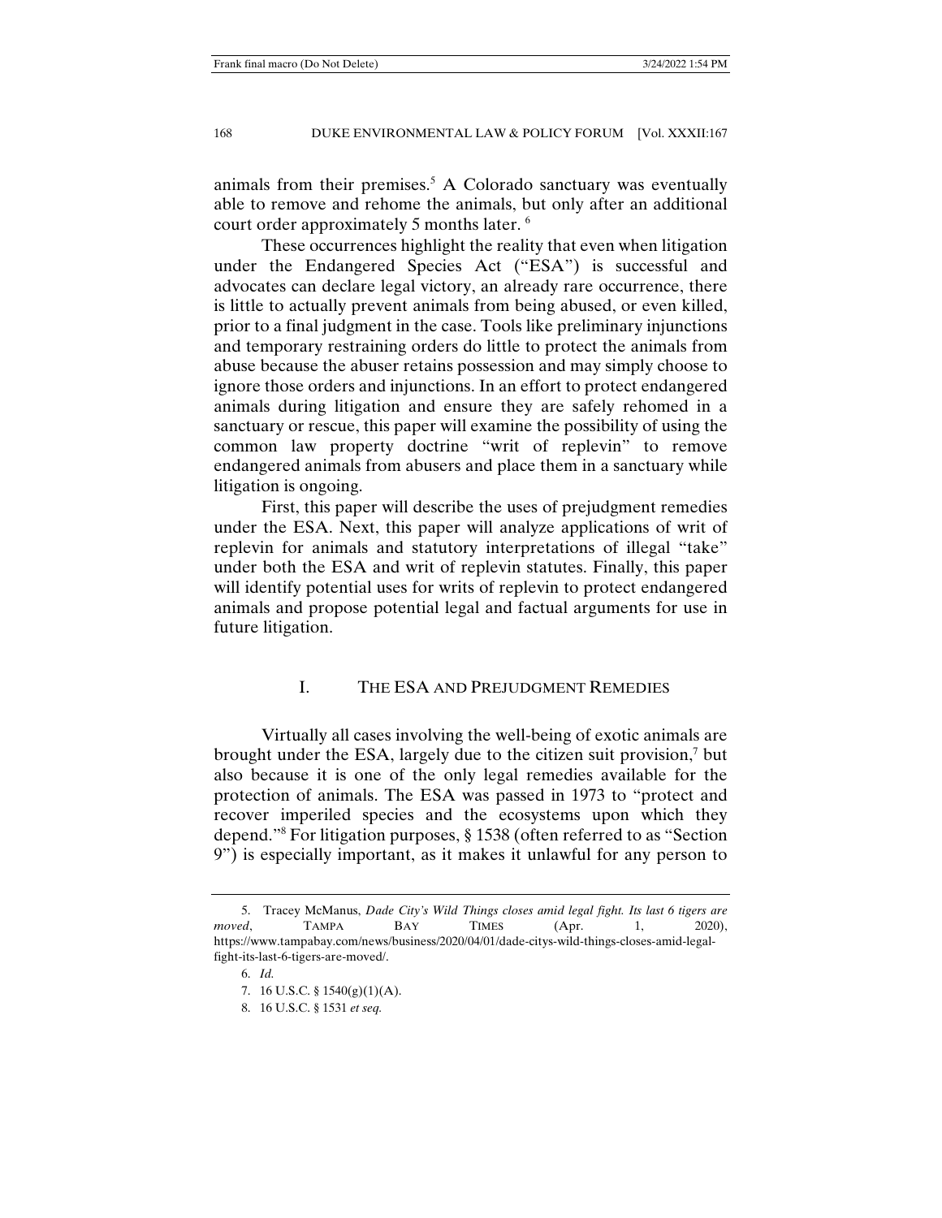animals from their premises.[5] A Colorado sanctuary was eventually able to remove and rehome the animals, but only after an additional court order approximately 5 months later. [6]

These occurrences highlight the reality that even when litigation under the Endangered Species Act ("ESA") is successful and advocates can declare legal victory, an already rare occurrence, there is little to actually prevent animals from being abused, or even killed, prior to a final judgment in the case. Tools like preliminary injunctions and temporary restraining orders do little to protect the animals from abuse because the abuser retains possession and may simply choose to ignore those orders and injunctions. In an effort to protect endangered animals during litigation and ensure they are safely rehomed in a sanctuary or rescue, this paper will examine the possibility of using the common law property doctrine "writ of replevin" to remove endangered animals from abusers and place them in a sanctuary while litigation is ongoing.

First, this paper will describe the uses of prejudgment remedies under the ESA. Next, this paper will analyze applications of writ of replevin for animals and statutory interpretations of illegal "take" under both the ESA and writ of replevin statutes. Finally, this paper will identify potential uses for writs of replevin to protect endangered animals and propose potential legal and factual arguments for use in future litigation.

## I. The ESA and Prejudgment Remedies

Virtually all cases involving the well-being of exotic animals are brought under the ESA, largely due to the citizen suit provision,[7] but also because it is one of the only legal remedies available for the protection of animals. The ESA was passed in 1973 to "protect and recover imperiled species and the ecosystems upon which they depend."[8] For litigation purposes, § 1538 (often referred to as "Section 9") is especially important, as it makes it unlawful for any person to

---

5. Tracey McManus, *Dade City's Wild Things closes amid legal fight. Its last 6 tigers are moved*, Tampa Bay Times (Apr. 1, 2020), https://www.tampabay.com/news/business/2020/04/01/dade-citys-wild-things-closes-amid-legal-fight-its-last-6-tigers-are-moved/.

6. *Id.*

7. 16 U.S.C. § 1540(g)(1)(A).

8. 16 U.S.C. § 1531 *et seq.*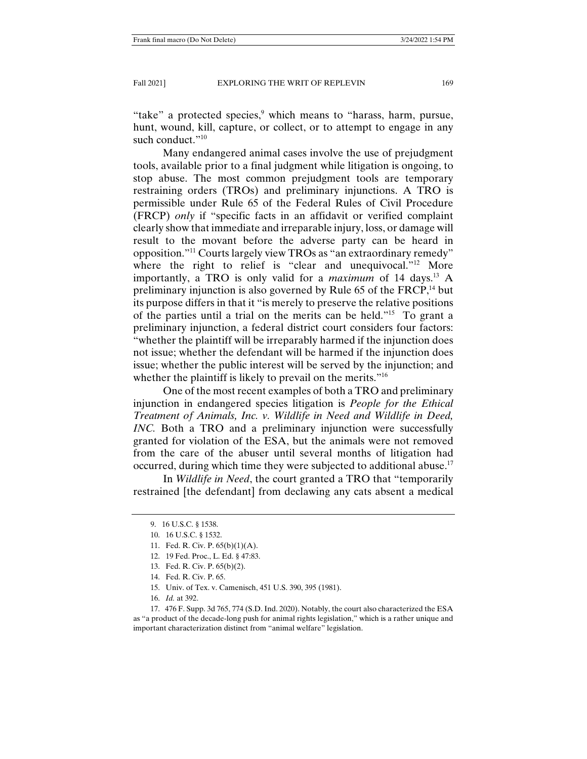"take" a protected species,[9] which means to "harass, harm, pursue, hunt, wound, kill, capture, or collect, or to attempt to engage in any such conduct."[10]

Many endangered animal cases involve the use of prejudgment tools, available prior to a final judgment while litigation is ongoing, to stop abuse. The most common prejudgment tools are temporary restraining orders (TROs) and preliminary injunctions. A TRO is permissible under Rule 65 of the Federal Rules of Civil Procedure (FRCP) *only* if "specific facts in an affidavit or verified complaint clearly show that immediate and irreparable injury, loss, or damage will result to the movant before the adverse party can be heard in opposition."[11] Courts largely view TROs as "an extraordinary remedy" where the right to relief is "clear and unequivocal."[12] More importantly, a TRO is only valid for a *maximum* of 14 days.[13] A preliminary injunction is also governed by Rule 65 of the FRCP,[14] but its purpose differs in that it "is merely to preserve the relative positions of the parties until a trial on the merits can be held."[15] To grant a preliminary injunction, a federal district court considers four factors: "whether the plaintiff will be irreparably harmed if the injunction does not issue; whether the defendant will be harmed if the injunction does issue; whether the public interest will be served by the injunction; and whether the plaintiff is likely to prevail on the merits."[16]

One of the most recent examples of both a TRO and preliminary injunction in endangered species litigation is *People for the Ethical Treatment of Animals, Inc. v. Wildlife in Need and Wildlife in Deed, INC.* Both a TRO and a preliminary injunction were successfully granted for violation of the ESA, but the animals were not removed from the care of the abuser until several months of litigation had occurred, during which time they were subjected to additional abuse.[17]

In *Wildlife in Need*, the court granted a TRO that "temporarily restrained [the defendant] from declawing any cats absent a medical

---

9. 16 U.S.C. § 1538.

10. 16 U.S.C. § 1532.

11. Fed. R. Civ. P. 65(b)(1)(A).

12. 19 Fed. Proc., L. Ed. § 47:83.

13. Fed. R. Civ. P. 65(b)(2).

14. Fed. R. Civ. P. 65.

15. Univ. of Tex. v. Camenisch, 451 U.S. 390, 395 (1981).

16. *Id.* at 392.

17. 476 F. Supp. 3d 765, 774 (S.D. Ind. 2020). Notably, the court also characterized the ESA as "a product of the decade-long push for animal rights legislation," which is a rather unique and important characterization distinct from "animal welfare" legislation.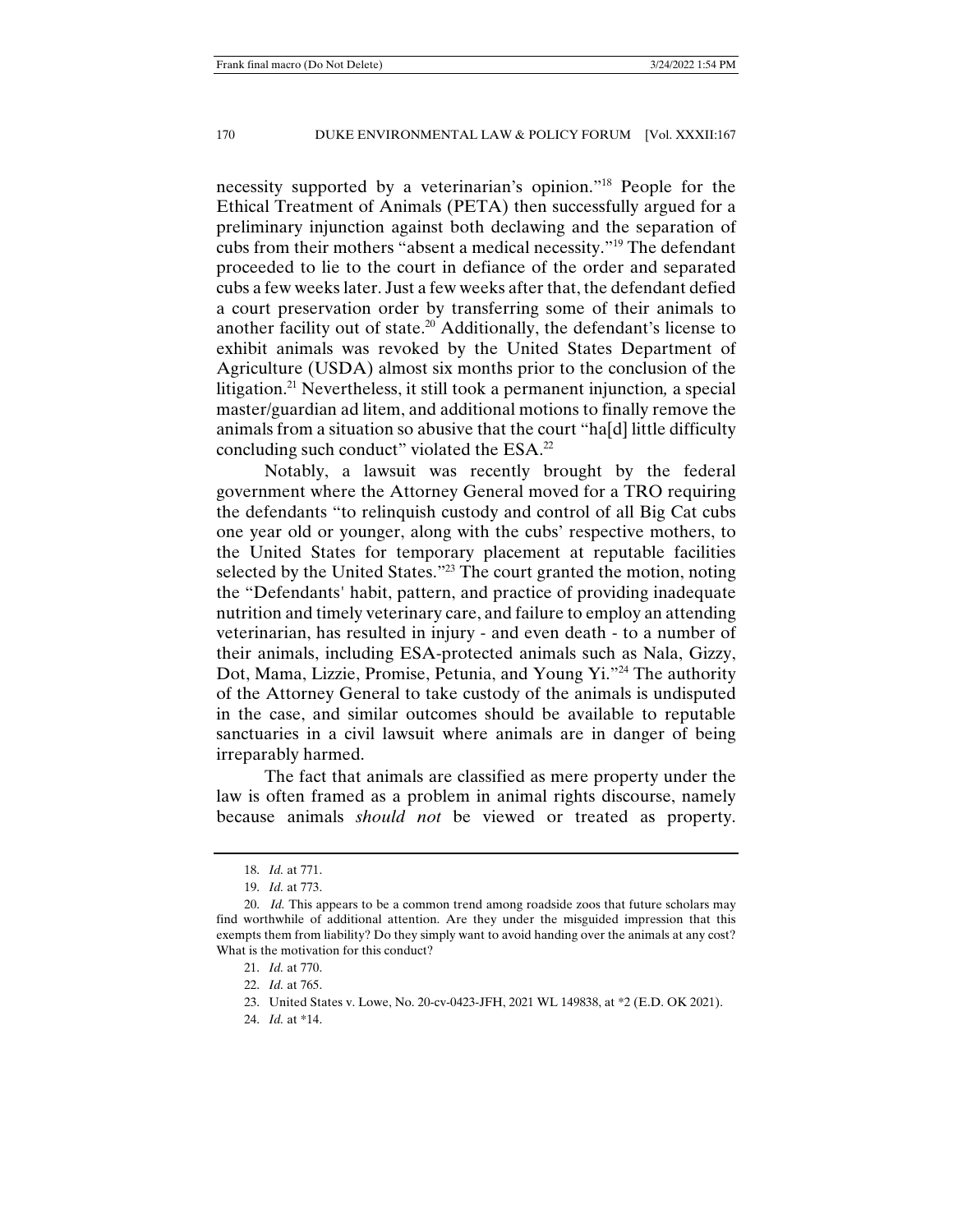necessity supported by a veterinarian's opinion."[18] People for the Ethical Treatment of Animals (PETA) then successfully argued for a preliminary injunction against both declawing and the separation of cubs from their mothers "absent a medical necessity."[19] The defendant proceeded to lie to the court in defiance of the order and separated cubs a few weeks later. Just a few weeks after that, the defendant defied a court preservation order by transferring some of their animals to another facility out of state.[20] Additionally, the defendant's license to exhibit animals was revoked by the United States Department of Agriculture (USDA) almost six months prior to the conclusion of the litigation.[21] Nevertheless, it still took a permanent injunction*,* a special master/guardian ad litem, and additional motions to finally remove the animals from a situation so abusive that the court "ha[d] little difficulty concluding such conduct" violated the ESA.[22]

Notably, a lawsuit was recently brought by the federal government where the Attorney General moved for a TRO requiring the defendants "to relinquish custody and control of all Big Cat cubs one year old or younger, along with the cubs' respective mothers, to the United States for temporary placement at reputable facilities selected by the United States."[23] The court granted the motion, noting the "Defendants' habit, pattern, and practice of providing inadequate nutrition and timely veterinary care, and failure to employ an attending veterinarian, has resulted in injury - and even death - to a number of their animals, including ESA-protected animals such as Nala, Gizzy, Dot, Mama, Lizzie, Promise, Petunia, and Young Yi."[24] The authority of the Attorney General to take custody of the animals is undisputed in the case, and similar outcomes should be available to reputable sanctuaries in a civil lawsuit where animals are in danger of being irreparably harmed.

The fact that animals are classified as mere property under the law is often framed as a problem in animal rights discourse, namely because animals *should not* be viewed or treated as property.

---

18. *Id.* at 771.

19. *Id.* at 773.

20. *Id.* This appears to be a common trend among roadside zoos that future scholars may find worthwhile of additional attention. Are they under the misguided impression that this exempts them from liability? Do they simply want to avoid handing over the animals at any cost? What is the motivation for this conduct?

21. *Id.* at 770.

22. *Id.* at 765.

23. United States v. Lowe, No. 20-cv-0423-JFH, 2021 WL 149838, at *2 (E.D. OK 2021).

24. *Id.* at *14.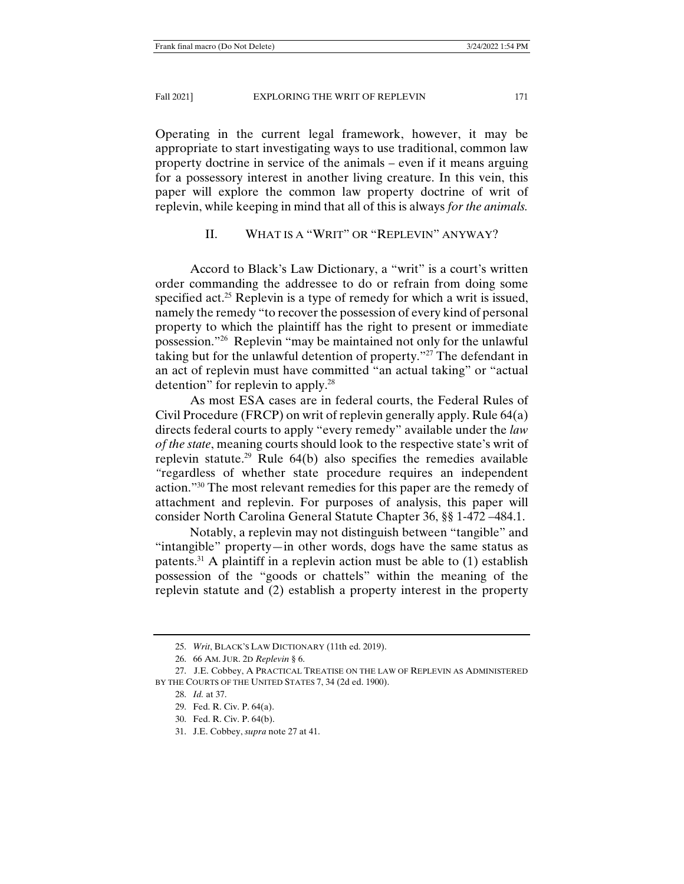Operating in the current legal framework, however, it may be appropriate to start investigating ways to use traditional, common law property doctrine in service of the animals – even if it means arguing for a possessory interest in another living creature. In this vein, this paper will explore the common law property doctrine of writ of replevin, while keeping in mind that all of this is always *for the animals.*

## II. WHAT IS A "WRIT" OR "REPLEVIN" ANYWAY?

Accord to Black's Law Dictionary, a "writ" is a court's written order commanding the addressee to do or refrain from doing some specified act.[25] Replevin is a type of remedy for which a writ is issued, namely the remedy "to recover the possession of every kind of personal property to which the plaintiff has the right to present or immediate possession."[26] Replevin "may be maintained not only for the unlawful taking but for the unlawful detention of property."[27] The defendant in an act of replevin must have committed "an actual taking" or "actual detention" for replevin to apply.[28]

As most ESA cases are in federal courts, the Federal Rules of Civil Procedure (FRCP) on writ of replevin generally apply. Rule 64(a) directs federal courts to apply "every remedy" available under the *law of the state*, meaning courts should look to the respective state's writ of replevin statute.[29] Rule 64(b) also specifies the remedies available "regardless of whether state procedure requires an independent action."[30] The most relevant remedies for this paper are the remedy of attachment and replevin. For purposes of analysis, this paper will consider North Carolina General Statute Chapter 36, §§ 1-472 –484.1.

Notably, a replevin may not distinguish between "tangible" and "intangible" property—in other words, dogs have the same status as patents.[31] A plaintiff in a replevin action must be able to (1) establish possession of the "goods or chattels" within the meaning of the replevin statute and (2) establish a property interest in the property

---

25. *Writ*, BLACK'S LAW DICTIONARY (11th ed. 2019).
26. 66 AM. JUR. 2D *Replevin* § 6.
27. J.E. Cobbey, A PRACTICAL TREATISE ON THE LAW OF REPLEVIN AS ADMINISTERED BY THE COURTS OF THE UNITED STATES 7, 34 (2d ed. 1900).
28. *Id.* at 37.
29. Fed. R. Civ. P. 64(a).
30. Fed. R. Civ. P. 64(b).
31. J.E. Cobbey, *supra* note 27 at 41.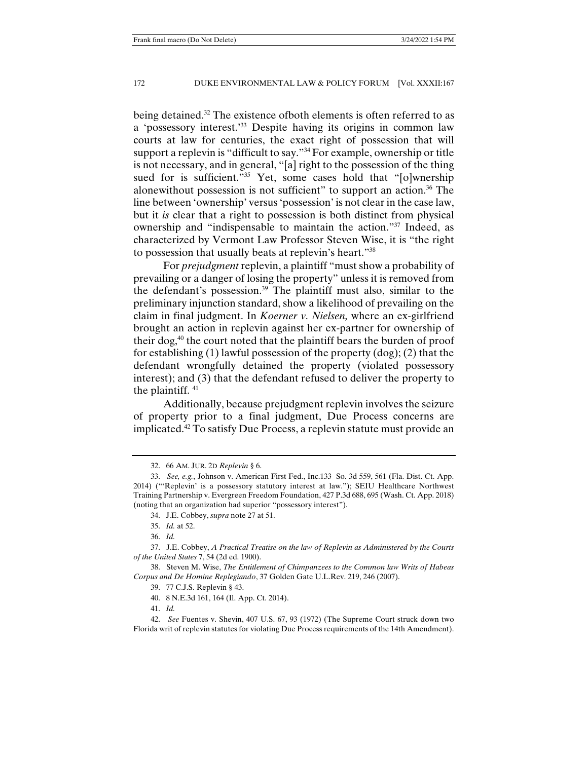being detained.[32] The existence ofboth elements is often referred to as a 'possessory interest.'[33] Despite having its origins in common law courts at law for centuries, the exact right of possession that will support a replevin is "difficult to say."[34] For example, ownership or title is not necessary, and in general, "[a] right to the possession of the thing sued for is sufficient."[35] Yet, some cases hold that "[o]wnership alonewithout possession is not sufficient" to support an action.[36] The line between 'ownership' versus 'possession' is not clear in the case law, but it *is* clear that a right to possession is both distinct from physical ownership and "indispensable to maintain the action."[37] Indeed, as characterized by Vermont Law Professor Steven Wise, it is "the right to possession that usually beats at replevin's heart."[38]

For *prejudgment* replevin, a plaintiff "must show a probability of prevailing or a danger of losing the property" unless it is removed from the defendant's possession.[39] The plaintiff must also, similar to the preliminary injunction standard, show a likelihood of prevailing on the claim in final judgment. In *Koerner v. Nielsen,* where an ex-girlfriend brought an action in replevin against her ex-partner for ownership of their dog,[40] the court noted that the plaintiff bears the burden of proof for establishing (1) lawful possession of the property (dog); (2) that the defendant wrongfully detained the property (violated possessory interest); and (3) that the defendant refused to deliver the property to the plaintiff. [41]

Additionally, because prejudgment replevin involves the seizure of property prior to a final judgment, Due Process concerns are implicated.[42] To satisfy Due Process, a replevin statute must provide an

---

32. 66 AM. JUR. 2D *Replevin* § 6.

33. *See, e.g.*, Johnson v. American First Fed., Inc.133 So. 3d 559, 561 (Fla. Dist. Ct. App. 2014) ("'Replevin' is a possessory statutory interest at law."); SEIU Healthcare Northwest Training Partnership v. Evergreen Freedom Foundation, 427 P.3d 688, 695 (Wash. Ct. App. 2018) (noting that an organization had superior "possessory interest").

34. J.E. Cobbey, *supra* note 27 at 51.

35. *Id.* at 52.

36. *Id.*

37. J.E. Cobbey, *A Practical Treatise on the law of Replevin as Administered by the Courts of the United States* 7, 54 (2d ed. 1900).

38. Steven M. Wise, *The Entitlement of Chimpanzees to the Common law Writs of Habeas Corpus and De Homine Replegiando*, 37 Golden Gate U.L.Rev. 219, 246 (2007).

39. 77 C.J.S. Replevin § 43.

40. 8 N.E.3d 161, 164 (Il. App. Ct. 2014).

41. *Id.*

42. *See* Fuentes v. Shevin, 407 U.S. 67, 93 (1972) (The Supreme Court struck down two Florida writ of replevin statutes for violating Due Process requirements of the 14th Amendment).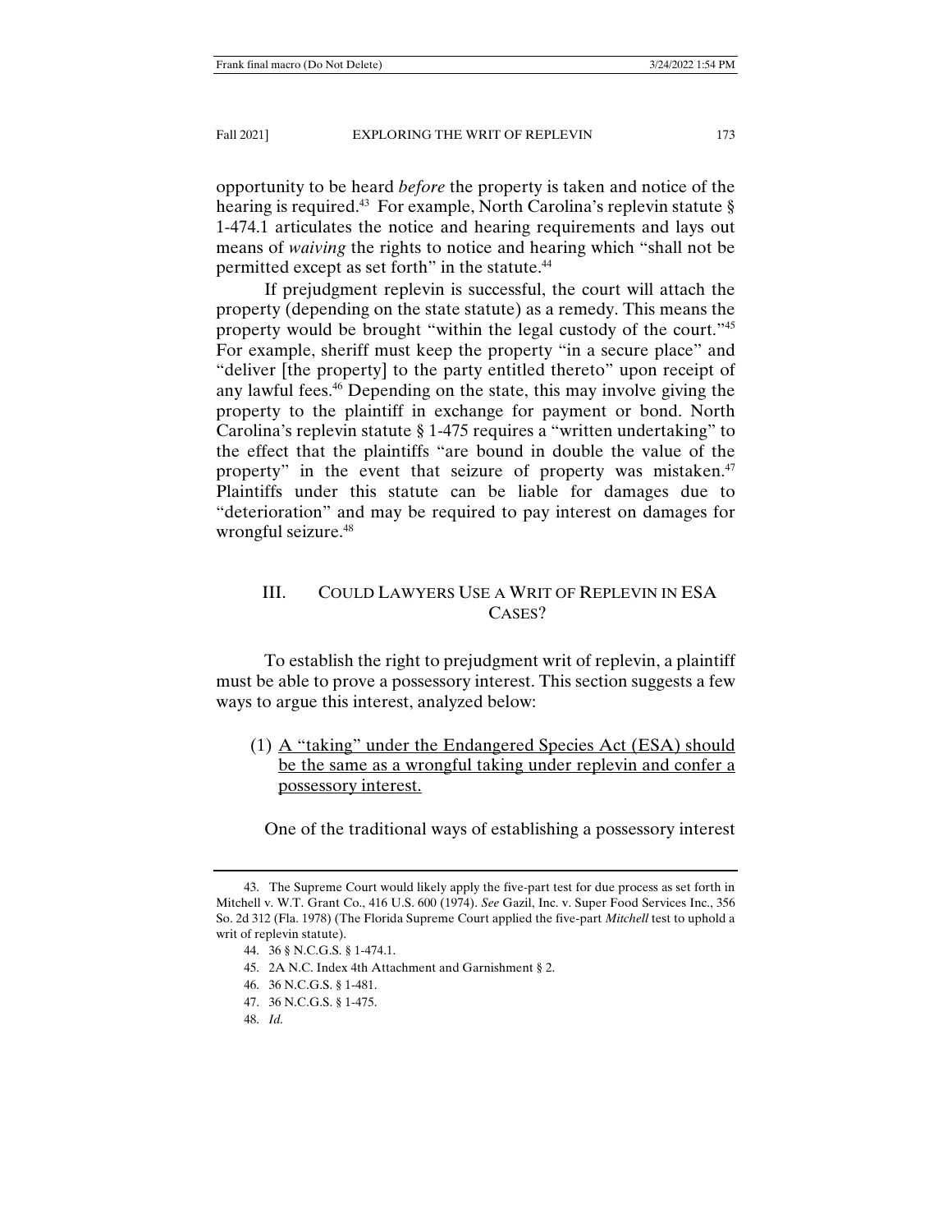opportunity to be heard *before* the property is taken and notice of the hearing is required.[43] For example, North Carolina's replevin statute § 1-474.1 articulates the notice and hearing requirements and lays out means of *waiving* the rights to notice and hearing which "shall not be permitted except as set forth" in the statute.[44]

If prejudgment replevin is successful, the court will attach the property (depending on the state statute) as a remedy. This means the property would be brought "within the legal custody of the court."[45] For example, sheriff must keep the property "in a secure place" and "deliver [the property] to the party entitled thereto" upon receipt of any lawful fees.[46] Depending on the state, this may involve giving the property to the plaintiff in exchange for payment or bond. North Carolina's replevin statute § 1-475 requires a "written undertaking" to the effect that the plaintiffs "are bound in double the value of the property" in the event that seizure of property was mistaken.[47] Plaintiffs under this statute can be liable for damages due to "deterioration" and may be required to pay interest on damages for wrongful seizure.[48]

## III. Could Lawyers Use a Writ of Replevin in ESA Cases?

To establish the right to prejudgment writ of replevin, a plaintiff must be able to prove a possessory interest. This section suggests a few ways to argue this interest, analyzed below:

(1) <u>A "taking" under the Endangered Species Act (ESA) should be the same as a wrongful taking under replevin and confer a possessory interest.</u>

One of the traditional ways of establishing a possessory interest

---

43. The Supreme Court would likely apply the five-part test for due process as set forth in Mitchell v. W.T. Grant Co., 416 U.S. 600 (1974). *See* Gazil, Inc. v. Super Food Services Inc., 356 So. 2d 312 (Fla. 1978) (The Florida Supreme Court applied the five-part *Mitchell* test to uphold a writ of replevin statute).

44. 36 § N.C.G.S. § 1-474.1.

45. 2A N.C. Index 4th Attachment and Garnishment § 2.

46. 36 N.C.G.S. § 1-481.

47. 36 N.C.G.S. § 1-475.

48. *Id.*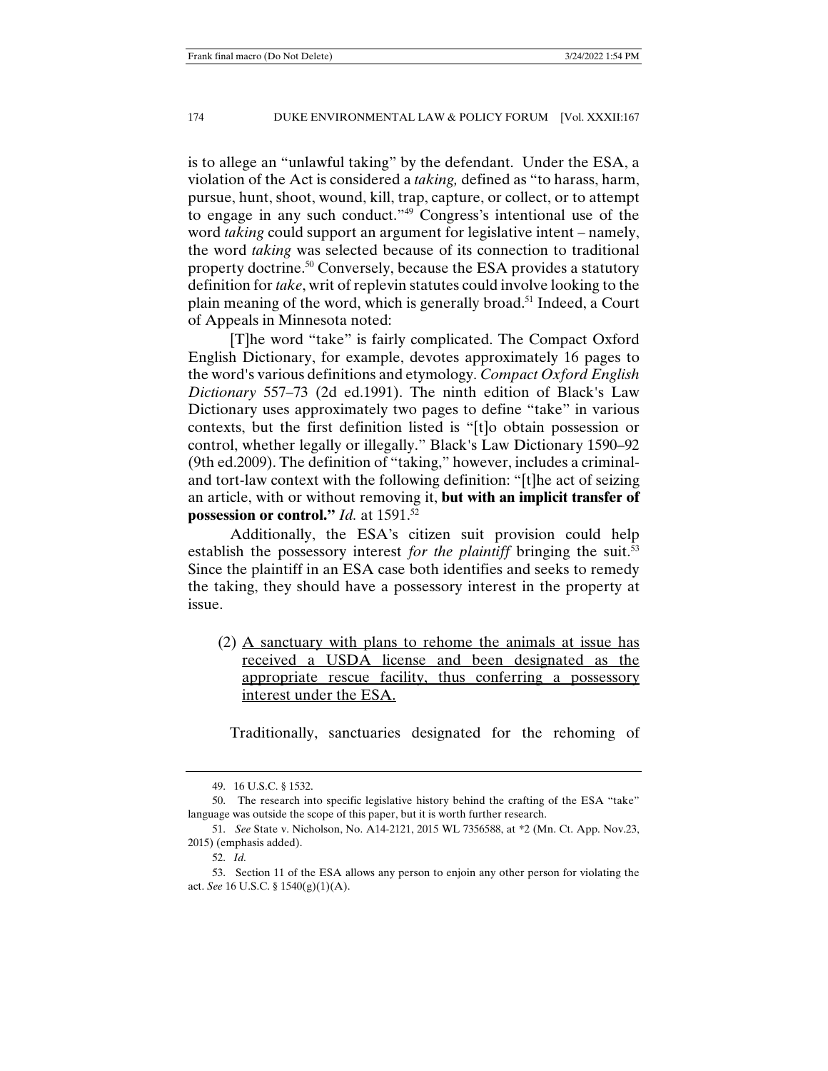is to allege an "unlawful taking" by the defendant. Under the ESA, a violation of the Act is considered a *taking,* defined as "to harass, harm, pursue, hunt, shoot, wound, kill, trap, capture, or collect, or to attempt to engage in any such conduct."[49] Congress's intentional use of the word *taking* could support an argument for legislative intent – namely, the word *taking* was selected because of its connection to traditional property doctrine.[50] Conversely, because the ESA provides a statutory definition for *take*, writ of replevin statutes could involve looking to the plain meaning of the word, which is generally broad.[51] Indeed, a Court of Appeals in Minnesota noted:

> [T]he word "take" is fairly complicated. The Compact Oxford English Dictionary, for example, devotes approximately 16 pages to the word's various definitions and etymology. *Compact Oxford English Dictionary* 557–73 (2d ed.1991). The ninth edition of Black's Law Dictionary uses approximately two pages to define "take" in various contexts, but the first definition listed is "[t]o obtain possession or control, whether legally or illegally." Black's Law Dictionary 1590–92 (9th ed.2009). The definition of "taking," however, includes a criminal- and tort-law context with the following definition: "[t]he act of seizing an article, with or without removing it, **but with an implicit transfer of possession or control."** *Id.* at 1591.[52]

Additionally, the ESA's citizen suit provision could help establish the possessory interest *for the plaintiff* bringing the suit.[53] Since the plaintiff in an ESA case both identifies and seeks to remedy the taking, they should have a possessory interest in the property at issue.

(2) <u>A sanctuary with plans to rehome the animals at issue has received a USDA license and been designated as the appropriate rescue facility, thus conferring a possessory interest under the ESA.</u>

Traditionally, sanctuaries designated for the rehoming of

---

49. 16 U.S.C. § 1532.

50. The research into specific legislative history behind the crafting of the ESA "take" language was outside the scope of this paper, but it is worth further research.

51. *See* State v. Nicholson, No. A14-2121, 2015 WL 7356588, at *2 (Mn. Ct. App. Nov.23, 2015) (emphasis added).

52. *Id.*

53. Section 11 of the ESA allows any person to enjoin any other person for violating the act. *See* 16 U.S.C. § 1540(g)(1)(A).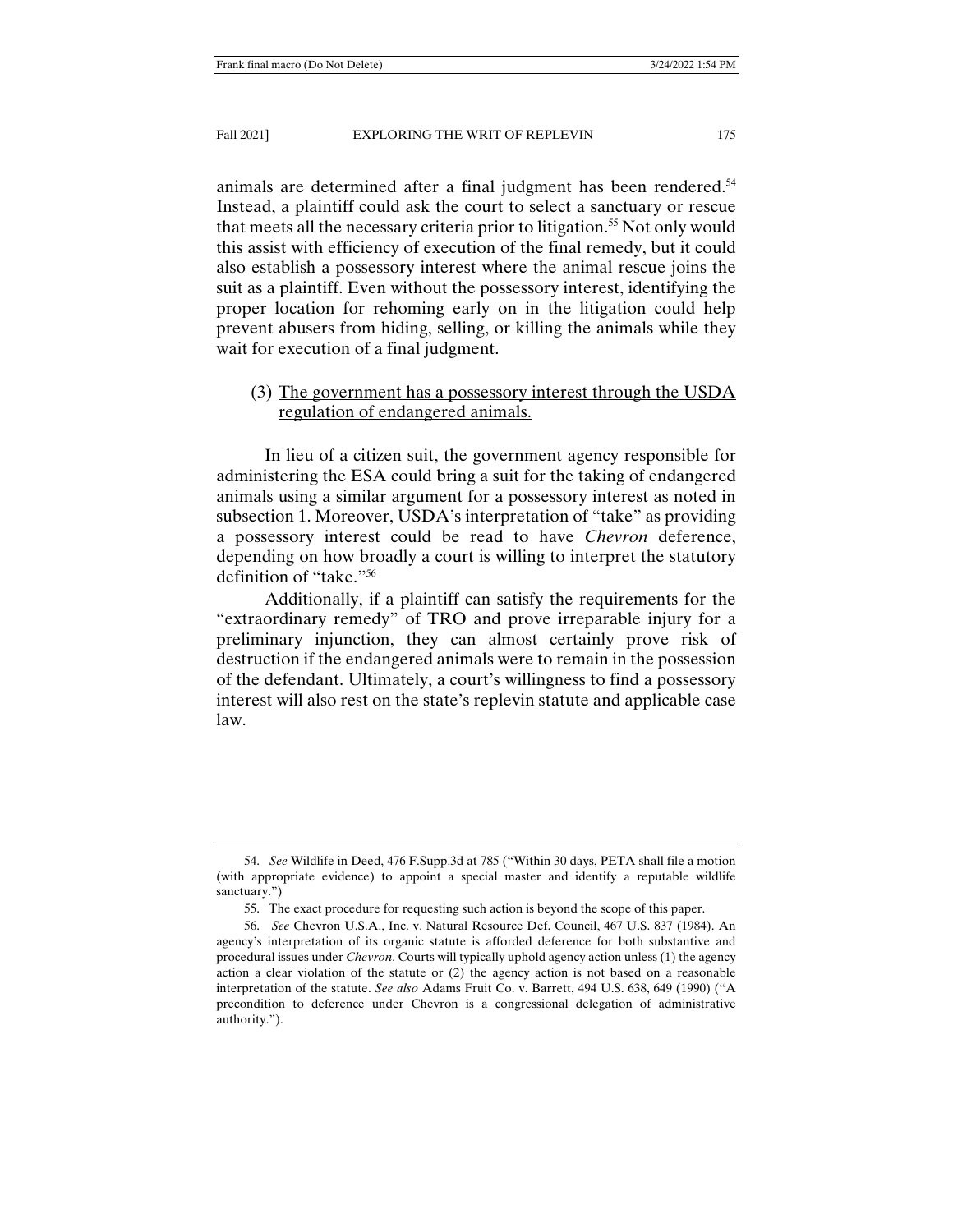animals are determined after a final judgment has been rendered.[54] Instead, a plaintiff could ask the court to select a sanctuary or rescue that meets all the necessary criteria prior to litigation.[55] Not only would this assist with efficiency of execution of the final remedy, but it could also establish a possessory interest where the animal rescue joins the suit as a plaintiff. Even without the possessory interest, identifying the proper location for rehoming early on in the litigation could help prevent abusers from hiding, selling, or killing the animals while they wait for execution of a final judgment.

(3) <u>The government has a possessory interest through the USDA regulation of endangered animals.</u>

In lieu of a citizen suit, the government agency responsible for administering the ESA could bring a suit for the taking of endangered animals using a similar argument for a possessory interest as noted in subsection 1. Moreover, USDA's interpretation of "take" as providing a possessory interest could be read to have *Chevron* deference, depending on how broadly a court is willing to interpret the statutory definition of "take."[56]

Additionally, if a plaintiff can satisfy the requirements for the "extraordinary remedy" of TRO and prove irreparable injury for a preliminary injunction, they can almost certainly prove risk of destruction if the endangered animals were to remain in the possession of the defendant. Ultimately, a court's willingness to find a possessory interest will also rest on the state's replevin statute and applicable case law.

---

54. *See* Wildlife in Deed, 476 F.Supp.3d at 785 ("Within 30 days, PETA shall file a motion (with appropriate evidence) to appoint a special master and identify a reputable wildlife sanctuary.")

55. The exact procedure for requesting such action is beyond the scope of this paper.

56. *See* Chevron U.S.A., Inc. v. Natural Resource Def. Council, 467 U.S. 837 (1984). An agency's interpretation of its organic statute is afforded deference for both substantive and procedural issues under *Chevron*. Courts will typically uphold agency action unless (1) the agency action a clear violation of the statute or (2) the agency action is not based on a reasonable interpretation of the statute. *See also* Adams Fruit Co. v. Barrett, 494 U.S. 638, 649 (1990) ("A precondition to deference under Chevron is a congressional delegation of administrative authority.").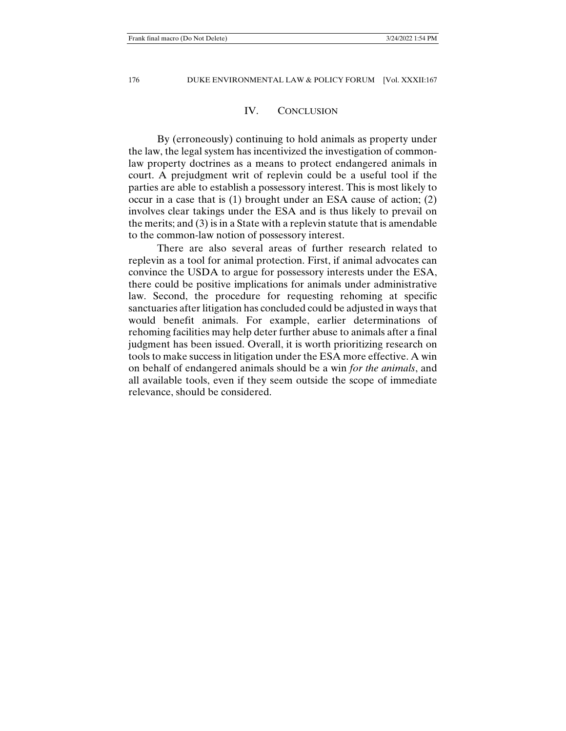## IV. CONCLUSION

By (erroneously) continuing to hold animals as property under the law, the legal system has incentivized the investigation of common-law property doctrines as a means to protect endangered animals in court. A prejudgment writ of replevin could be a useful tool if the parties are able to establish a possessory interest. This is most likely to occur in a case that is (1) brought under an ESA cause of action; (2) involves clear takings under the ESA and is thus likely to prevail on the merits; and (3) is in a State with a replevin statute that is amendable to the common-law notion of possessory interest.

There are also several areas of further research related to replevin as a tool for animal protection. First, if animal advocates can convince the USDA to argue for possessory interests under the ESA, there could be positive implications for animals under administrative law. Second, the procedure for requesting rehoming at specific sanctuaries after litigation has concluded could be adjusted in ways that would benefit animals. For example, earlier determinations of rehoming facilities may help deter further abuse to animals after a final judgment has been issued. Overall, it is worth prioritizing research on tools to make success in litigation under the ESA more effective. A win on behalf of endangered animals should be a win *for the animals*, and all available tools, even if they seem outside the scope of immediate relevance, should be considered.